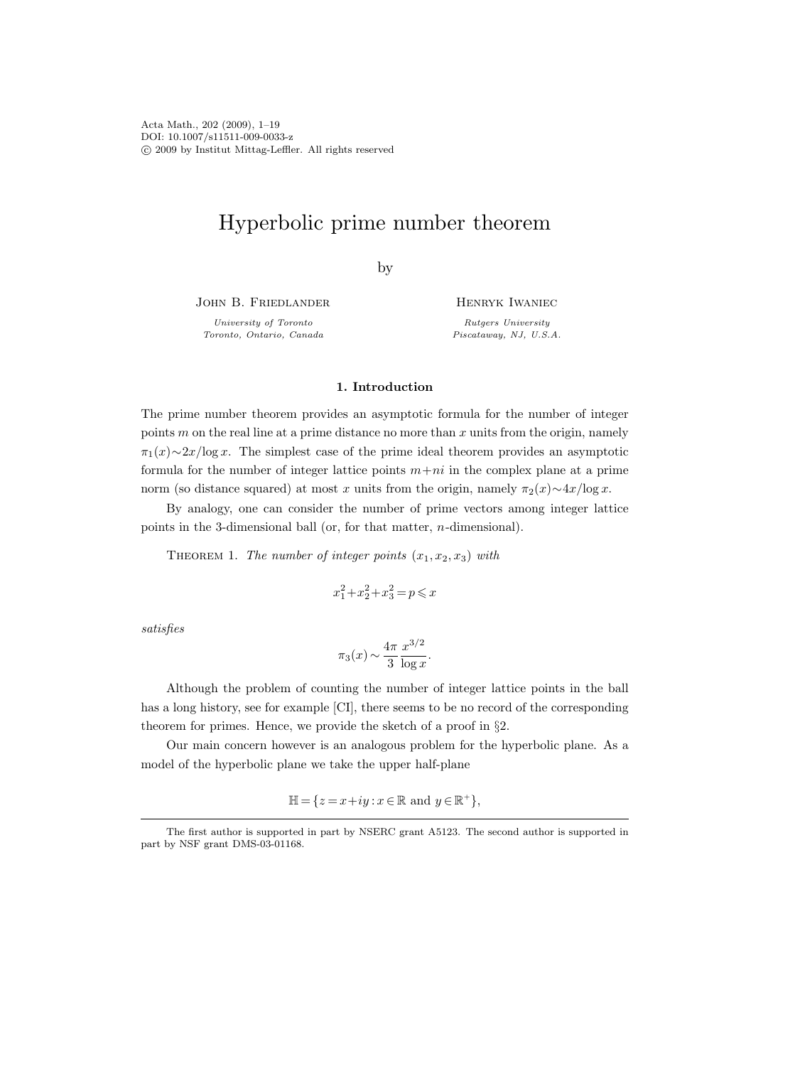# Hyperbolic prime number theorem

by

John B. Friedlander
*University of Toronto*
*Toronto, Ontario, Canada*

Henryk Iwaniec
*Rutgers University*
*Piscataway, NJ, U.S.A.*

## 1. Introduction

The prime number theorem provides an asymptotic formula for the number of integer points $m$ on the real line at a prime distance no more than $x$ units from the origin, namely $\pi_1(x) \sim 2x/\log x$. The simplest case of the prime ideal theorem provides an asymptotic formula for the number of integer lattice points $m+ni$ in the complex plane at a prime norm (so distance squared) at most $x$ units from the origin, namely $\pi_2(x) \sim 4x/\log x$.

By analogy, one can consider the number of prime vectors among integer lattice points in the 3-dimensional ball (or, for that matter, $n$-dimensional).

Theorem 1. *The number of integer points $(x_1, x_2, x_3)$ with*

$$x_1^2 + x_2^2 + x_3^2 = p \leqslant x$$

*satisfies*

$$\pi_3(x) \sim \frac{4\pi}{3} \frac{x^{3/2}}{\log x}.$$

Although the problem of counting the number of integer lattice points in the ball has a long history, see for example [CI], there seems to be no record of the corresponding theorem for primes. Hence, we provide the sketch of a proof in §2.

Our main concern however is an analogous problem for the hyperbolic plane. As a model of the hyperbolic plane we take the upper half-plane

$$\mathbb{H} = \{z = x + iy : x \in \mathbb{R} \text{ and } y \in \mathbb{R}^+\},$$

---

The first author is supported in part by NSERC grant A5123. The second author is supported in part by NSF grant DMS-03-01168.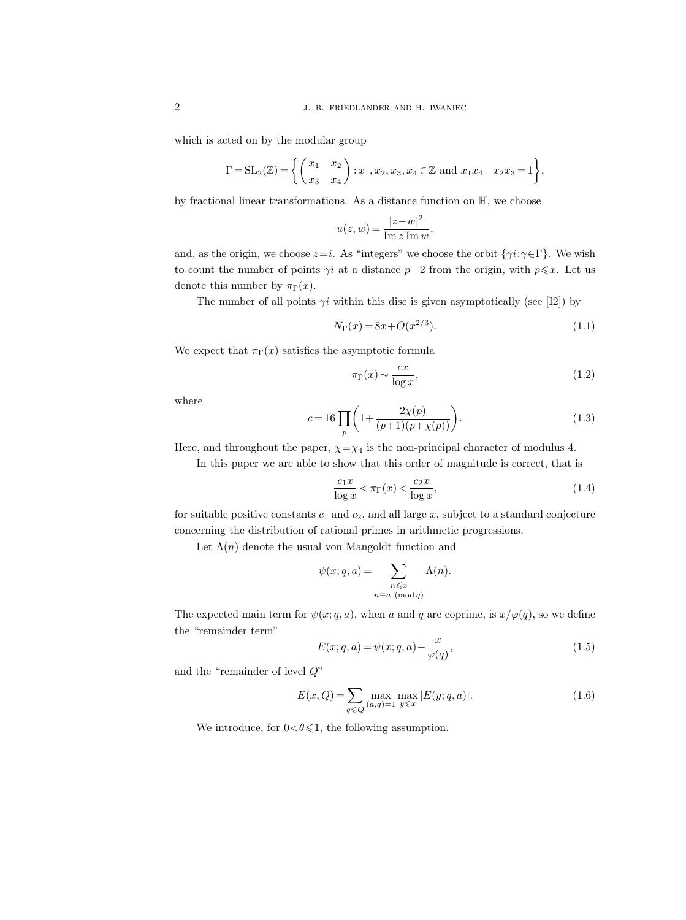which is acted on by the modular group

$$\Gamma = \mathrm{SL}_2(\mathbb{Z}) = \left\{ \begin{pmatrix} x_1 & x_2 \\ x_3 & x_4 \end{pmatrix} : x_1, x_2, x_3, x_4 \in \mathbb{Z} \text{ and } x_1 x_4 - x_2 x_3 = 1 \right\},$$

by fractional linear transformations. As a distance function on $\mathbb{H}$, we choose

$$u(z,w) = \frac{|z-w|^2}{\operatorname{Im} z \operatorname{Im} w},$$

and, as the origin, we choose $z=i$. As "integers" we choose the orbit $\{\gamma i : \gamma \in \Gamma\}$. We wish to count the number of points $\gamma i$ at a distance $p-2$ from the origin, with $p \leqslant x$. Let us denote this number by $\pi_\Gamma(x)$.

The number of all points $\gamma i$ within this disc is given asymptotically (see [I2]) by

$$N_\Gamma(x) = 8x + O(x^{2/3}). \tag{1.1}$$

We expect that $\pi_\Gamma(x)$ satisfies the asymptotic formula

$$\pi_\Gamma(x) \sim \frac{cx}{\log x}, \tag{1.2}$$

where

$$c = 16 \prod_p \left( 1 + \frac{2\chi(p)}{(p+1)(p+\chi(p))} \right). \tag{1.3}$$

Here, and throughout the paper, $\chi = \chi_4$ is the non-principal character of modulus 4.

In this paper we are able to show that this order of magnitude is correct, that is

$$\frac{c_1 x}{\log x} < \pi_\Gamma(x) < \frac{c_2 x}{\log x}, \tag{1.4}$$

for suitable positive constants $c_1$ and $c_2$, and all large $x$, subject to a standard conjecture concerning the distribution of rational primes in arithmetic progressions.

Let $\Lambda(n)$ denote the usual von Mangoldt function and

$$\psi(x;q,a) = \sum_{\substack{n \leqslant x \\ n \equiv a \ (\mathrm{mod}\, q)}} \Lambda(n).$$

The expected main term for $\psi(x;q,a)$, when $a$ and $q$ are coprime, is $x/\varphi(q)$, so we define the "remainder term"

$$E(x;q,a) = \psi(x;q,a) - \frac{x}{\varphi(q)}, \tag{1.5}$$

and the "remainder of level $Q$"

$$E(x,Q) = \sum_{q \leqslant Q} \max_{(a,q)=1} \max_{y \leqslant x} |E(y;q,a)|. \tag{1.6}$$

We introduce, for $0 < \theta \leqslant 1$, the following assumption.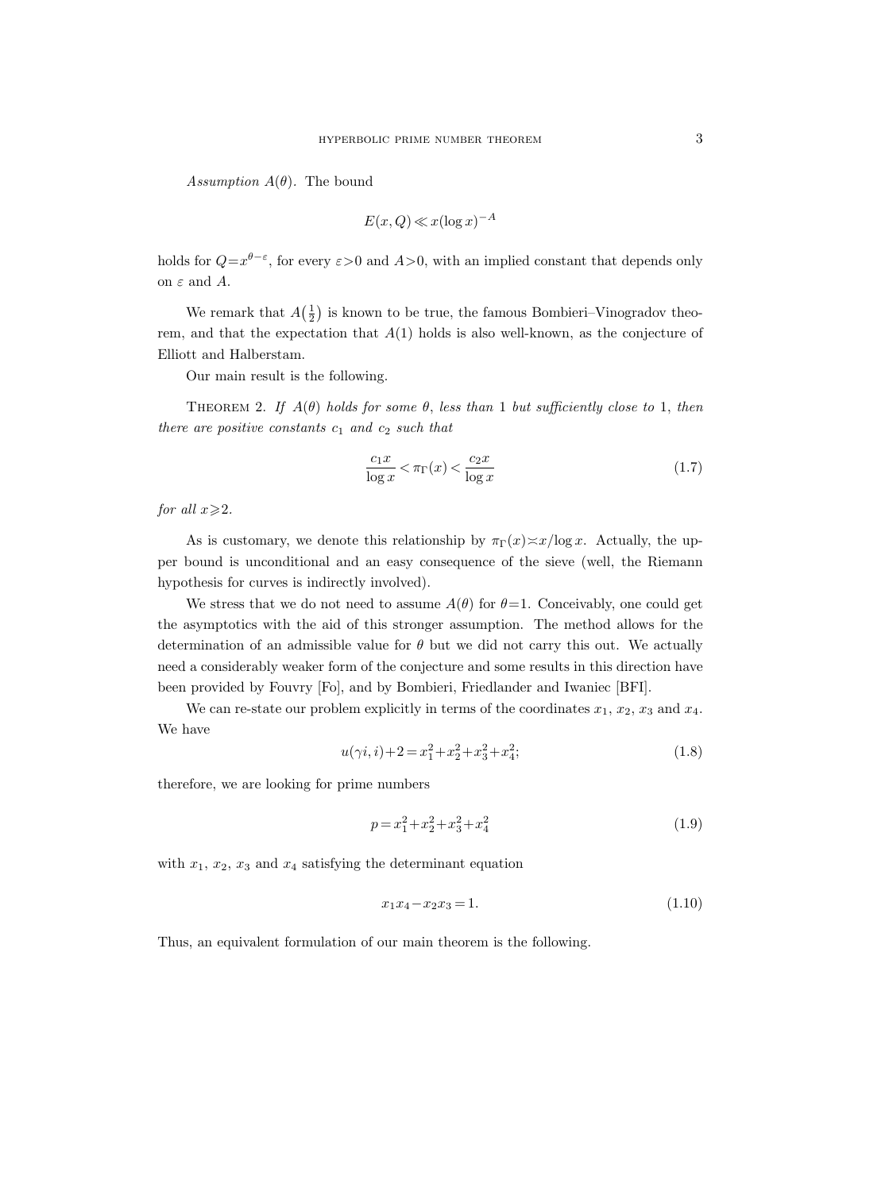*Assumption* $A(\theta)$. The bound

$$E(x,Q) \ll x(\log x)^{-A}$$

holds for $Q = x^{\theta-\varepsilon}$, for every $\varepsilon > 0$ and $A > 0$, with an implied constant that depends only on $\varepsilon$ and $A$.

We remark that $A(\frac{1}{2})$ is known to be true, the famous Bombieri–Vinogradov theorem, and that the expectation that $A(1)$ holds is also well-known, as the conjecture of Elliott and Halberstam.

Our main result is the following.

THEOREM 2. *If $A(\theta)$ holds for some $\theta$, less than* 1 *but sufficiently close to* 1, *then there are positive constants $c_1$ and $c_2$ such that*

$$\frac{c_1 x}{\log x} < \pi_\Gamma(x) < \frac{c_2 x}{\log x} \tag{1.7}$$

*for all $x \geqslant 2$.*

As is customary, we denote this relationship by $\pi_\Gamma(x) \asymp x/\log x$. Actually, the upper bound is unconditional and an easy consequence of the sieve (well, the Riemann hypothesis for curves is indirectly involved).

We stress that we do not need to assume $A(\theta)$ for $\theta = 1$. Conceivably, one could get the asymptotics with the aid of this stronger assumption. The method allows for the determination of an admissible value for $\theta$ but we did not carry this out. We actually need a considerably weaker form of the conjecture and some results in this direction have been provided by Fouvry [Fo], and by Bombieri, Friedlander and Iwaniec [BFI].

We can re-state our problem explicitly in terms of the coordinates $x_1$, $x_2$, $x_3$ and $x_4$. We have

$$u(\gamma i, i) + 2 = x_1^2 + x_2^2 + x_3^2 + x_4^2; \tag{1.8}$$

therefore, we are looking for prime numbers

$$p = x_1^2 + x_2^2 + x_3^2 + x_4^2 \tag{1.9}$$

with $x_1$, $x_2$, $x_3$ and $x_4$ satisfying the determinant equation

$$x_1 x_4 - x_2 x_3 = 1. \tag{1.10}$$

Thus, an equivalent formulation of our main theorem is the following.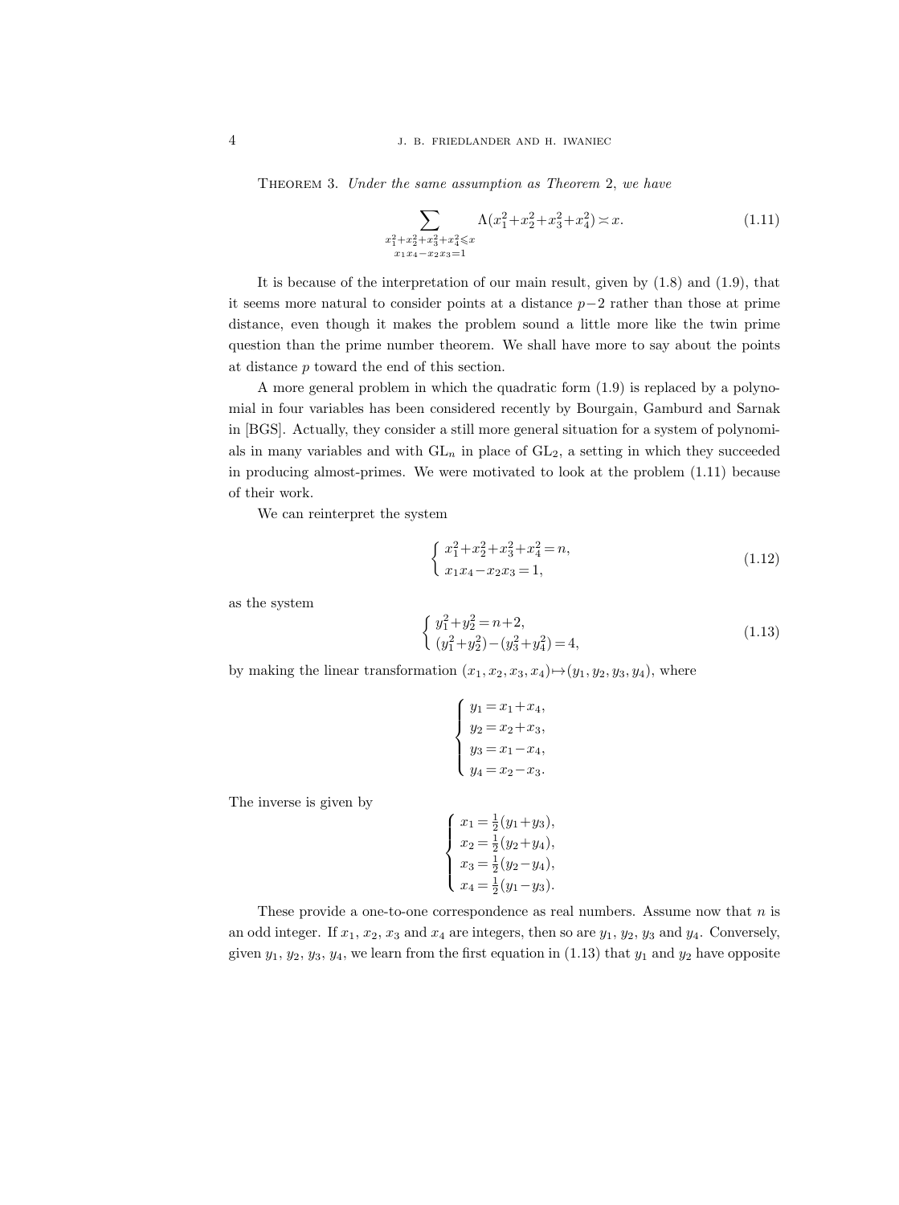**Theorem 3.** *Under the same assumption as Theorem* 2, *we have*

$$\sum_{\substack{x_1^2+x_2^2+x_3^2+x_4^2\leqslant x\\ x_1x_4-x_2x_3=1}} \Lambda(x_1^2+x_2^2+x_3^2+x_4^2) \asymp x. \tag{1.11}$$

It is because of the interpretation of our main result, given by (1.8) and (1.9), that it seems more natural to consider points at a distance $p-2$ rather than those at prime distance, even though it makes the problem sound a little more like the twin prime question than the prime number theorem. We shall have more to say about the points at distance $p$ toward the end of this section.

A more general problem in which the quadratic form (1.9) is replaced by a polynomial in four variables has been considered recently by Bourgain, Gamburd and Sarnak in [BGS]. Actually, they consider a still more general situation for a system of polynomials in many variables and with $\mathrm{GL}_n$ in place of $\mathrm{GL}_2$, a setting in which they succeeded in producing almost-primes. We were motivated to look at the problem (1.11) because of their work.

We can reinterpret the system

$$\begin{cases} x_1^2+x_2^2+x_3^2+x_4^2=n, \\ x_1x_4-x_2x_3=1, \end{cases} \tag{1.12}$$

as the system

$$\begin{cases} y_1^2+y_2^2=n+2, \\ (y_1^2+y_2^2)-(y_3^2+y_4^2)=4, \end{cases} \tag{1.13}$$

by making the linear transformation $(x_1,x_2,x_3,x_4)\mapsto(y_1,y_2,y_3,y_4)$, where

$$\begin{cases} y_1=x_1+x_4, \\ y_2=x_2+x_3, \\ y_3=x_1-x_4, \\ y_4=x_2-x_3. \end{cases}$$

The inverse is given by

$$\begin{cases} x_1=\frac{1}{2}(y_1+y_3), \\ x_2=\frac{1}{2}(y_2+y_4), \\ x_3=\frac{1}{2}(y_2-y_4), \\ x_4=\frac{1}{2}(y_1-y_3). \end{cases}$$

These provide a one-to-one correspondence as real numbers. Assume now that $n$ is an odd integer. If $x_1$, $x_2$, $x_3$ and $x_4$ are integers, then so are $y_1$, $y_2$, $y_3$ and $y_4$. Conversely, given $y_1$, $y_2$, $y_3$, $y_4$, we learn from the first equation in (1.13) that $y_1$ and $y_2$ have opposite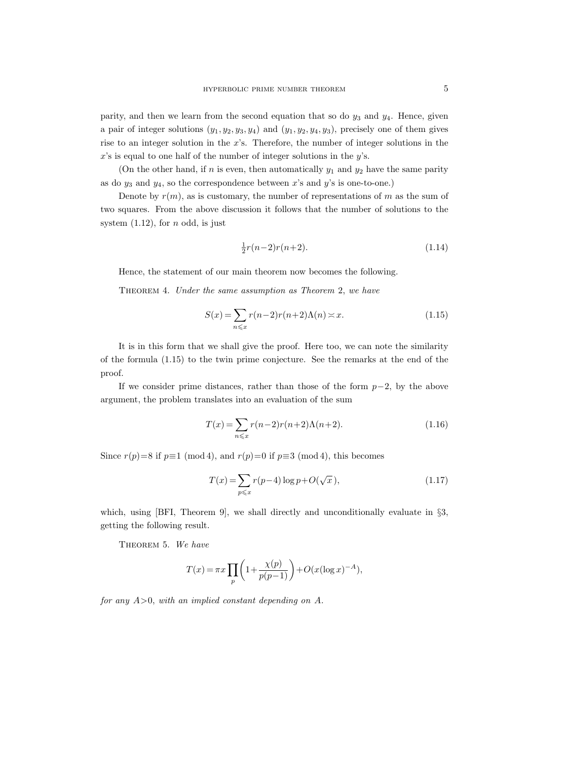parity, and then we learn from the second equation that so do $y_3$ and $y_4$. Hence, given a pair of integer solutions $(y_1, y_2, y_3, y_4)$ and $(y_1, y_2, y_4, y_3)$, precisely one of them gives rise to an integer solution in the $x$'s. Therefore, the number of integer solutions in the $x$'s is equal to one half of the number of integer solutions in the $y$'s.

(On the other hand, if $n$ is even, then automatically $y_1$ and $y_2$ have the same parity as do $y_3$ and $y_4$, so the correspondence between $x$'s and $y$'s is one-to-one.)

Denote by $r(m)$, as is customary, the number of representations of $m$ as the sum of two squares. From the above discussion it follows that the number of solutions to the system (1.12), for $n$ odd, is just

$$\tfrac{1}{2} r(n-2) r(n+2). \tag{1.14}$$

Hence, the statement of our main theorem now becomes the following.

Theorem 4. *Under the same assumption as Theorem* 2, *we have*

$$S(x) = \sum_{n \leqslant x} r(n-2) r(n+2) \Lambda(n) \asymp x. \tag{1.15}$$

It is in this form that we shall give the proof. Here too, we can note the similarity of the formula (1.15) to the twin prime conjecture. See the remarks at the end of the proof.

If we consider prime distances, rather than those of the form $p-2$, by the above argument, the problem translates into an evaluation of the sum

$$T(x) = \sum_{n \leqslant x} r(n-2) r(n+2) \Lambda(n+2). \tag{1.16}$$

Since $r(p)=8$ if $p \equiv 1 \ (\mathrm{mod}\ 4)$, and $r(p)=0$ if $p \equiv 3 \ (\mathrm{mod}\ 4)$, this becomes

$$T(x) = \sum_{p \leqslant x} r(p-4) \log p + O(\sqrt{x}\,), \tag{1.17}$$

which, using [BFI, Theorem 9], we shall directly and unconditionally evaluate in §3, getting the following result.

Theorem 5. *We have*

$$T(x) = \pi x \prod_p \left(1 + \frac{\chi(p)}{p(p-1)}\right) + O(x (\log x)^{-A}),$$

*for any $A>0$, with an implied constant depending on $A$.*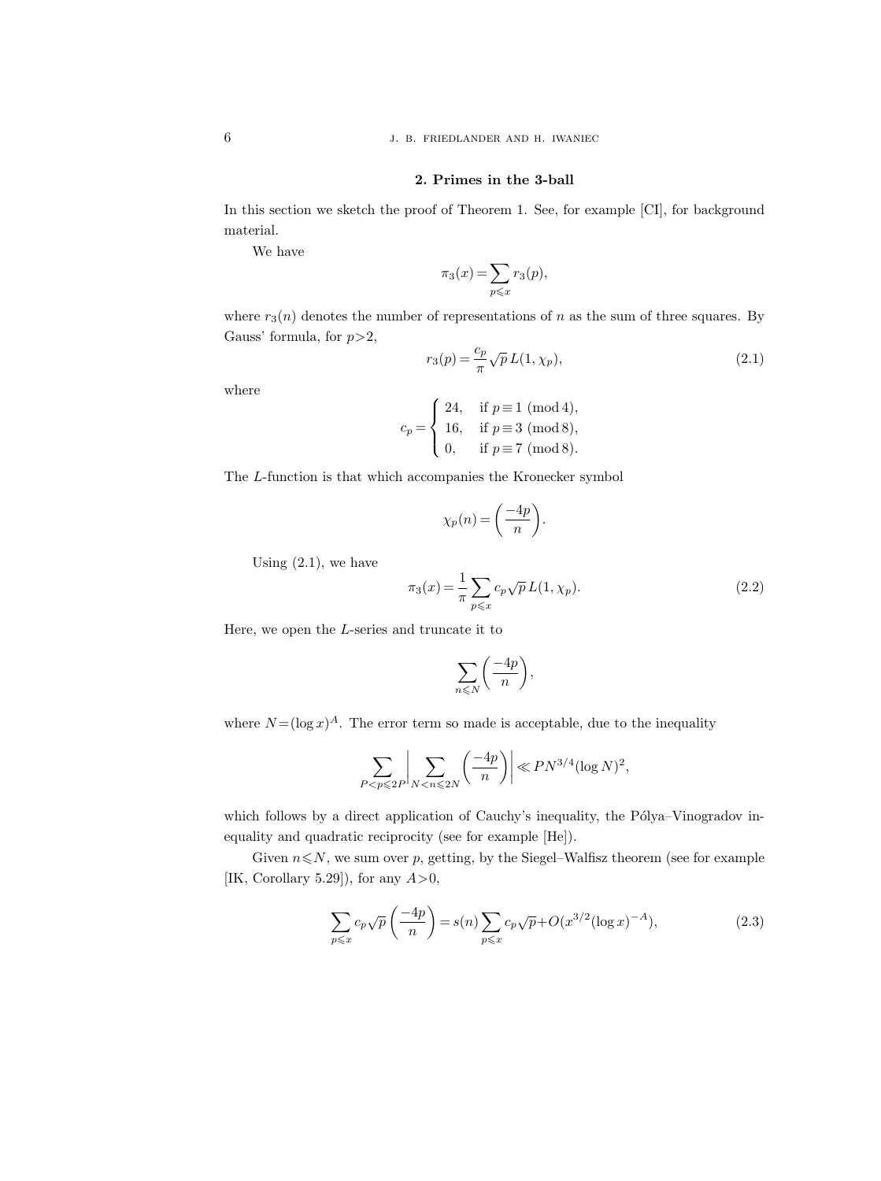## 2. Primes in the 3-ball

In this section we sketch the proof of Theorem 1. See, for example [CI], for background material.

We have

$$\pi_3(x) = \sum_{p \leqslant x} r_3(p),$$

where $r_3(n)$ denotes the number of representations of $n$ as the sum of three squares. By Gauss' formula, for $p > 2$,

$$r_3(p) = \frac{c_p}{\pi} \sqrt{p}\, L(1, \chi_p), \tag{2.1}$$

where

$$c_p = \begin{cases} 24, & \text{if } p \equiv 1 \pmod 4, \\ 16, & \text{if } p \equiv 3 \pmod 8, \\ 0, & \text{if } p \equiv 7 \pmod 8. \end{cases}$$

The $L$-function is that which accompanies the Kronecker symbol

$$\chi_p(n) = \left( \frac{-4p}{n} \right).$$

Using (2.1), we have

$$\pi_3(x) = \frac{1}{\pi} \sum_{p \leqslant x} c_p \sqrt{p}\, L(1, \chi_p). \tag{2.2}$$

Here, we open the $L$-series and truncate it to

$$\sum_{n \leqslant N} \left( \frac{-4p}{n} \right),$$

where $N = (\log x)^A$. The error term so made is acceptable, due to the inequality

$$\sum_{P < p \leqslant 2P} \left| \sum_{N < n \leqslant 2N} \left( \frac{-4p}{n} \right) \right| \ll P N^{3/4} (\log N)^2,$$

which follows by a direct application of Cauchy's inequality, the Pólya–Vinogradov inequality and quadratic reciprocity (see for example [He]).

Given $n \leqslant N$, we sum over $p$, getting, by the Siegel–Walfisz theorem (see for example [IK, Corollary 5.29]), for any $A > 0$,

$$\sum_{p \leqslant x} c_p \sqrt{p} \left( \frac{-4p}{n} \right) = s(n) \sum_{p \leqslant x} c_p \sqrt{p} + O(x^{3/2} (\log x)^{-A}), \tag{2.3}$$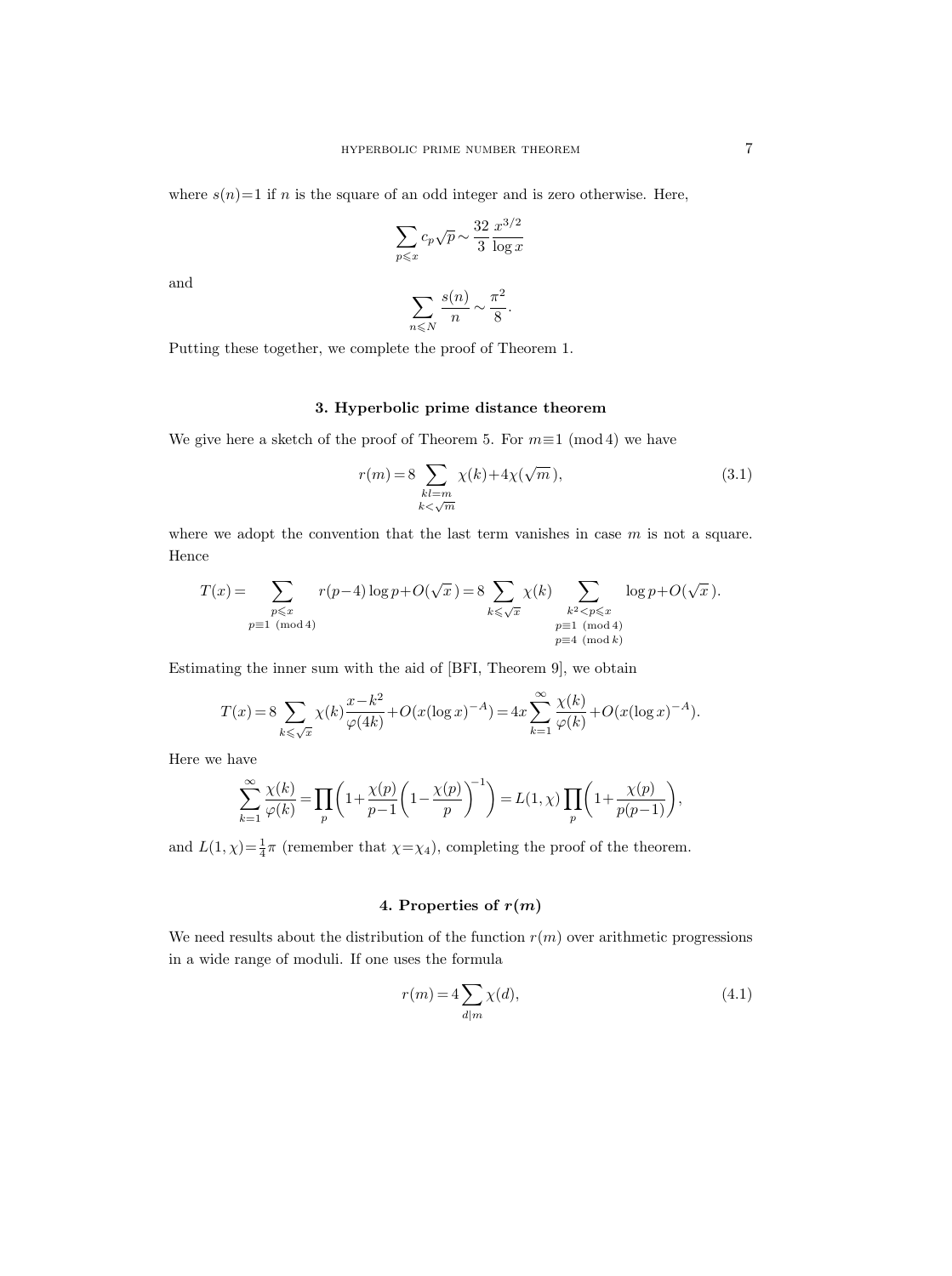where $s(n)=1$ if $n$ is the square of an odd integer and is zero otherwise. Here,

$$\sum_{p\leqslant x} c_p\sqrt{p} \sim \frac{32}{3}\frac{x^{3/2}}{\log x}$$

and

$$\sum_{n\leqslant N} \frac{s(n)}{n} \sim \frac{\pi^2}{8}.$$

Putting these together, we complete the proof of Theorem 1.

## 3. Hyperbolic prime distance theorem

We give here a sketch of the proof of Theorem 5. For $m\equiv 1 \pmod 4$ we have

$$r(m) = 8\sum_{\substack{kl=m\\ k<\sqrt{m}}} \chi(k) + 4\chi(\sqrt{m}\,), \tag{3.1}$$

where we adopt the convention that the last term vanishes in case $m$ is not a square. Hence

$$T(x) = \sum_{\substack{p\leqslant x\\ p\equiv 1 \ (\mathrm{mod}\, 4)}} r(p-4)\log p + O(\sqrt{x}\,) = 8\sum_{k\leqslant\sqrt{x}} \chi(k) \sum_{\substack{k^2<p\leqslant x\\ p\equiv 1 \ (\mathrm{mod}\, 4)\\ p\equiv 4 \ (\mathrm{mod}\, k)}} \log p + O(\sqrt{x}\,).$$

Estimating the inner sum with the aid of [BFI, Theorem 9], we obtain

$$T(x) = 8\sum_{k\leqslant\sqrt{x}} \chi(k)\frac{x-k^2}{\varphi(4k)} + O(x(\log x)^{-A}) = 4x\sum_{k=1}^{\infty}\frac{\chi(k)}{\varphi(k)} + O(x(\log x)^{-A}).$$

Here we have

$$\sum_{k=1}^{\infty}\frac{\chi(k)}{\varphi(k)} = \prod_p\left(1+\frac{\chi(p)}{p-1}\left(1-\frac{\chi(p)}{p}\right)^{-1}\right) = L(1,\chi)\prod_p\left(1+\frac{\chi(p)}{p(p-1)}\right),$$

and $L(1,\chi)=\frac{1}{4}\pi$ (remember that $\chi=\chi_4$), completing the proof of the theorem.

## 4. Properties of $r(m)$

We need results about the distribution of the function $r(m)$ over arithmetic progressions in a wide range of moduli. If one uses the formula

$$r(m) = 4\sum_{d|m}\chi(d), \tag{4.1}$$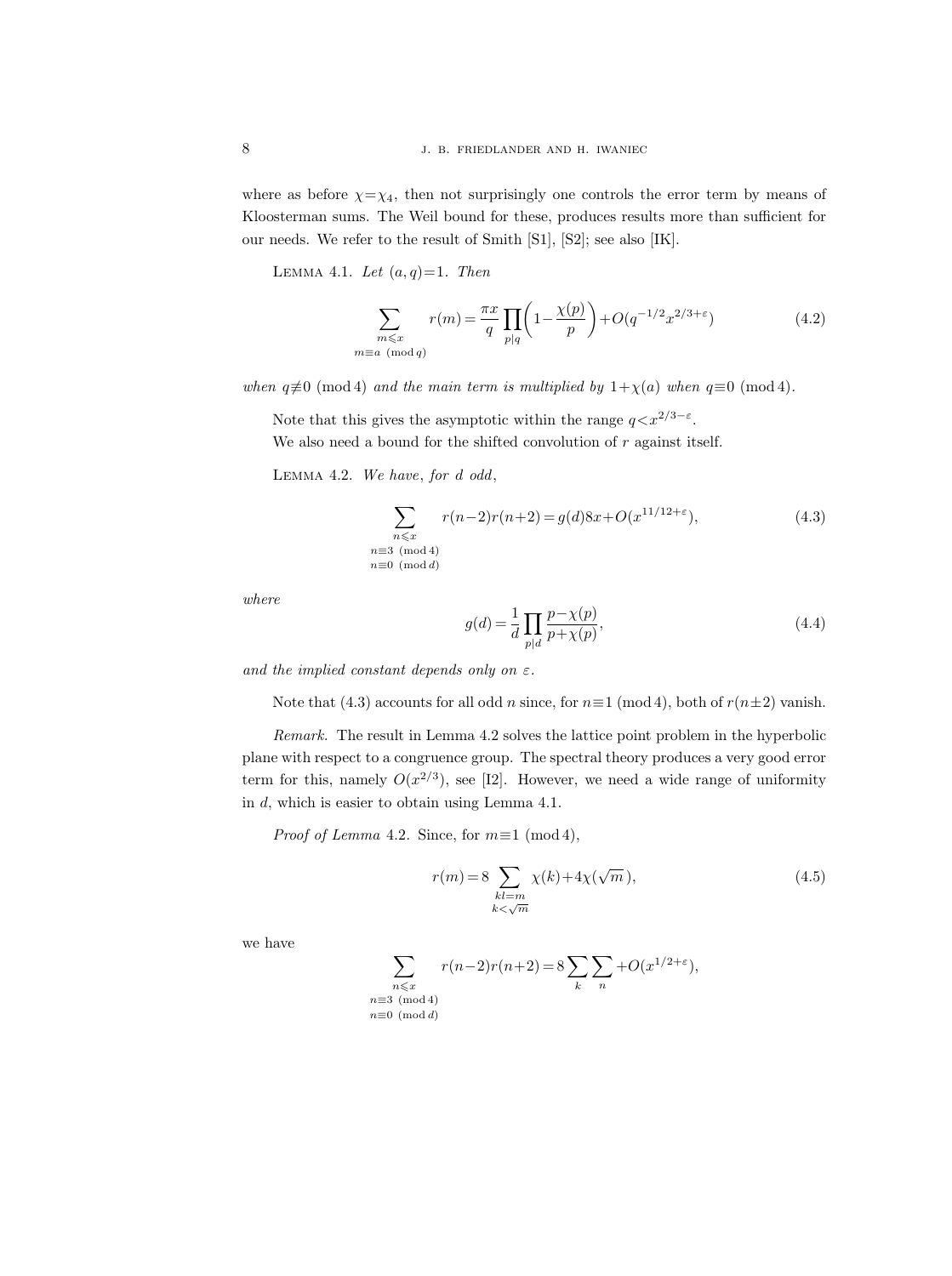where as before $\chi = \chi_4$, then not surprisingly one controls the error term by means of Kloosterman sums. The Weil bound for these, produces results more than sufficient for our needs. We refer to the result of Smith [S1], [S2]; see also [IK].

LEMMA 4.1. *Let* $(a,q)=1$. *Then*

$$\sum_{\substack{m \leqslant x \\ m \equiv a \pmod q}} r(m) = \frac{\pi x}{q} \prod_{p \mid q} \left(1 - \frac{\chi(p)}{p}\right) + O(q^{-1/2} x^{2/3+\varepsilon}) \tag{4.2}$$

*when* $q \not\equiv 0 \pmod 4$ *and the main term is multiplied by* $1+\chi(a)$ *when* $q \equiv 0 \pmod 4$.

Note that this gives the asymptotic within the range $q < x^{2/3-\varepsilon}$.

We also need a bound for the shifted convolution of $r$ against itself.

LEMMA 4.2. *We have, for* $d$ *odd*,

$$\sum_{\substack{n \leqslant x \\ n \equiv 3 \pmod 4 \\ n \equiv 0 \pmod d}} r(n-2) r(n+2) = g(d) 8x + O(x^{11/12+\varepsilon}), \tag{4.3}$$

*where*

$$g(d) = \frac{1}{d} \prod_{p \mid d} \frac{p - \chi(p)}{p + \chi(p)}, \tag{4.4}$$

*and the implied constant depends only on* $\varepsilon$.

Note that (4.3) accounts for all odd $n$ since, for $n \equiv 1 \pmod 4$, both of $r(n \pm 2)$ vanish.

*Remark.* The result in Lemma 4.2 solves the lattice point problem in the hyperbolic plane with respect to a congruence group. The spectral theory produces a very good error term for this, namely $O(x^{2/3})$, see [I2]. However, we need a wide range of uniformity in $d$, which is easier to obtain using Lemma 4.1.

*Proof of Lemma* 4.2. Since, for $m \equiv 1 \pmod 4$,

$$r(m) = 8 \sum_{\substack{kl = m \\ k < \sqrt{m}}} \chi(k) + 4\chi(\sqrt{m}\,), \tag{4.5}$$

we have

$$\sum_{\substack{n \leqslant x \\ n \equiv 3 \pmod 4 \\ n \equiv 0 \pmod d}} r(n-2) r(n+2) = 8 \sum_k \sum_n + O(x^{1/2+\varepsilon}),$$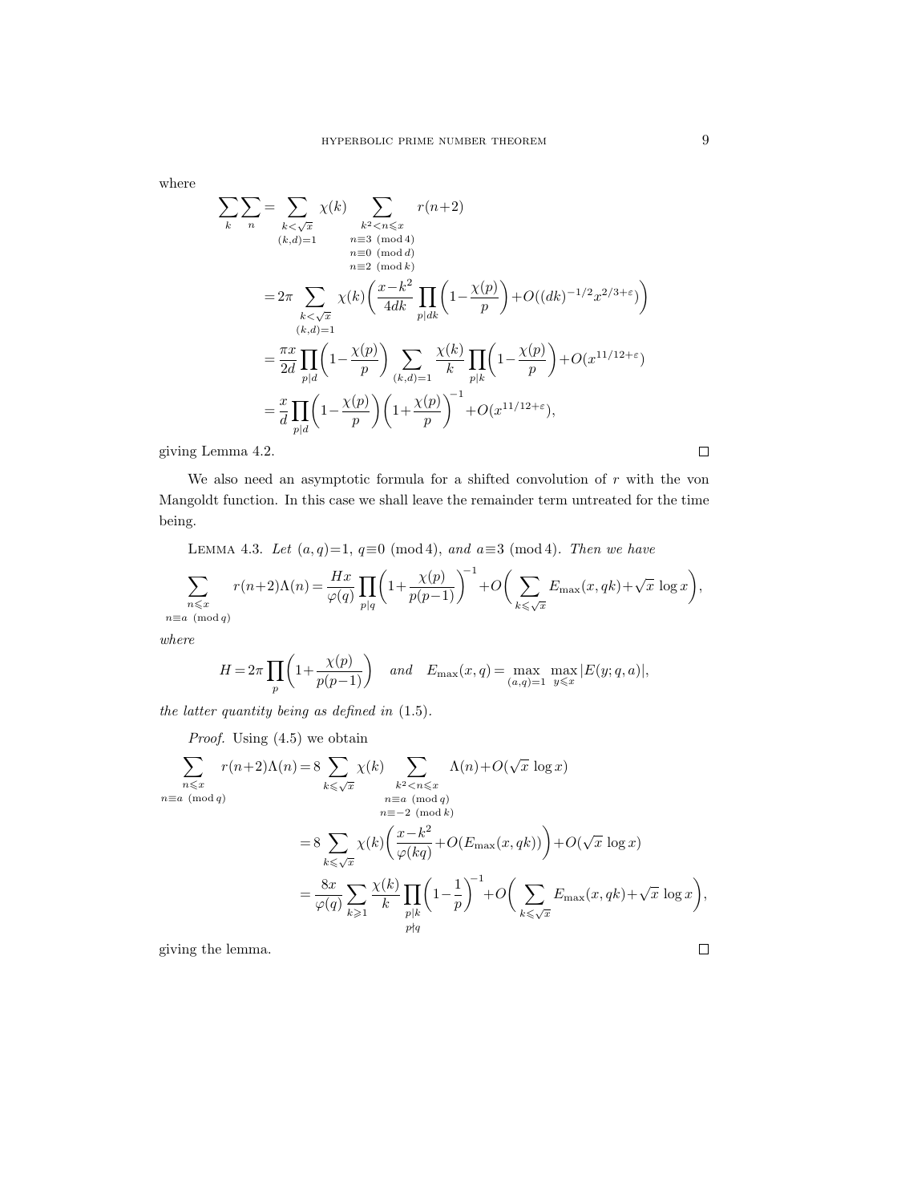where

$$
\begin{aligned}
\sum_k \sum_n &= \sum_{\substack{k<\sqrt{x} \\ (k,d)=1}} \chi(k) \sum_{\substack{k^2<n\leqslant x \\ n\equiv 3 \ (\mathrm{mod}\ 4) \\ n\equiv 0 \ (\mathrm{mod}\ d) \\ n\equiv 2 \ (\mathrm{mod}\ k)}} r(n+2) \\
&= 2\pi \sum_{\substack{k<\sqrt{x} \\ (k,d)=1}} \chi(k)\biggl(\frac{x-k^2}{4dk}\prod_{p\mid dk}\biggl(1-\frac{\chi(p)}{p}\biggr)+O((dk)^{-1/2}x^{2/3+\varepsilon})\biggr) \\
&= \frac{\pi x}{2d}\prod_{p\mid d}\biggl(1-\frac{\chi(p)}{p}\biggr)\sum_{(k,d)=1}\frac{\chi(k)}{k}\prod_{p\mid k}\biggl(1-\frac{\chi(p)}{p}\biggr)+O(x^{11/12+\varepsilon}) \\
&= \frac{x}{d}\prod_{p\mid d}\biggl(1-\frac{\chi(p)}{p}\biggr)\biggl(1+\frac{\chi(p)}{p}\biggr)^{-1}+O(x^{11/12+\varepsilon}),
\end{aligned}
$$

giving Lemma 4.2. □

We also need an asymptotic formula for a shifted convolution of $r$ with the von Mangoldt function. In this case we shall leave the remainder term untreated for the time being.

Lemma 4.3. *Let $(a,q)=1$, $q\equiv 0 \ (\mathrm{mod}\ 4)$, and $a\equiv 3 \ (\mathrm{mod}\ 4)$. Then we have*

$$
\sum_{\substack{n\leqslant x \\ n\equiv a \ (\mathrm{mod}\ q)}} r(n+2)\Lambda(n) = \frac{Hx}{\varphi(q)}\prod_{p\mid q}\biggl(1+\frac{\chi(p)}{p(p-1)}\biggr)^{-1}+O\biggl(\sum_{k\leqslant\sqrt{x}}E_{\max}(x,qk)+\sqrt{x}\,\log x\biggr),
$$

*where*

$$
H = 2\pi\prod_p\biggl(1+\frac{\chi(p)}{p(p-1)}\biggr) \quad \text{and} \quad E_{\max}(x,q) = \max_{(a,q)=1}\ \max_{y\leqslant x}|E(y;q,a)|,
$$

*the latter quantity being as defined in* (1.5).

*Proof.* Using (4.5) we obtain

$$
\begin{aligned}
\sum_{\substack{n\leqslant x \\ n\equiv a \ (\mathrm{mod}\ q)}} r(n+2)\Lambda(n) &= 8\sum_{k\leqslant\sqrt{x}}\chi(k)\sum_{\substack{k^2<n\leqslant x \\ n\equiv a \ (\mathrm{mod}\ q) \\ n\equiv -2 \ (\mathrm{mod}\ k)}}\Lambda(n)+O(\sqrt{x}\,\log x) \\
&= 8\sum_{k\leqslant\sqrt{x}}\chi(k)\biggl(\frac{x-k^2}{\varphi(kq)}+O(E_{\max}(x,qk))\biggr)+O(\sqrt{x}\,\log x) \\
&= \frac{8x}{\varphi(q)}\sum_{k\geqslant 1}\frac{\chi(k)}{k}\prod_{\substack{p\mid k \\ p\nmid q}}\biggl(1-\frac{1}{p}\biggr)^{-1}+O\biggl(\sum_{k\leqslant\sqrt{x}}E_{\max}(x,qk)+\sqrt{x}\,\log x\biggr),
\end{aligned}
$$

giving the lemma. □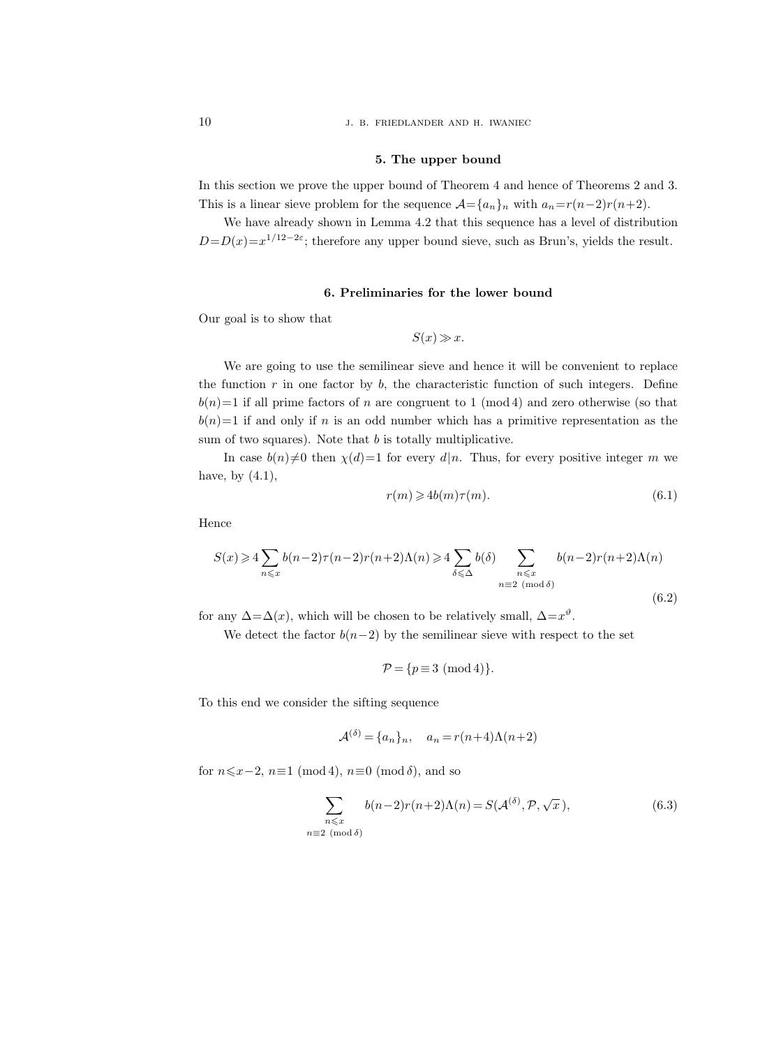## 5. The upper bound

In this section we prove the upper bound of Theorem 4 and hence of Theorems 2 and 3. This is a linear sieve problem for the sequence $\mathcal{A}=\{a_n\}_n$ with $a_n=r(n-2)r(n+2)$.

We have already shown in Lemma 4.2 that this sequence has a level of distribution $D=D(x)=x^{1/12-2\varepsilon}$; therefore any upper bound sieve, such as Brun's, yields the result.

## 6. Preliminaries for the lower bound

Our goal is to show that

$$S(x)\gg x.$$

We are going to use the semilinear sieve and hence it will be convenient to replace the function $r$ in one factor by $b$, the characteristic function of such integers. Define $b(n)=1$ if all prime factors of $n$ are congruent to $1 \pmod 4$ and zero otherwise (so that $b(n)=1$ if and only if $n$ is an odd number which has a primitive representation as the sum of two squares). Note that $b$ is totally multiplicative.

In case $b(n)\neq 0$ then $\chi(d)=1$ for every $d|n$. Thus, for every positive integer $m$ we have, by (4.1),

$$r(m)\geqslant 4b(m)\tau(m). \tag{6.1}$$

Hence

$$S(x)\geqslant 4\sum_{n\leqslant x} b(n-2)\tau(n-2)r(n+2)\Lambda(n)\geqslant 4\sum_{\delta\leqslant\Delta} b(\delta)\sum_{\substack{n\leqslant x\\ n\equiv 2 \pmod{\delta}}} b(n-2)r(n+2)\Lambda(n) \tag{6.2}$$

for any $\Delta=\Delta(x)$, which will be chosen to be relatively small, $\Delta=x^{\vartheta}$.

We detect the factor $b(n-2)$ by the semilinear sieve with respect to the set

$$\mathcal{P}=\{p\equiv 3 \pmod 4\}.$$

To this end we consider the sifting sequence

$$\mathcal{A}^{(\delta)}=\{a_n\}_n, \quad a_n=r(n+4)\Lambda(n+2)$$

for $n\leqslant x-2$, $n\equiv 1 \pmod 4$, $n\equiv 0 \pmod{\delta}$, and so

$$\sum_{\substack{n\leqslant x\\ n\equiv 2 \pmod{\delta}}} b(n-2)r(n+2)\Lambda(n)=S(\mathcal{A}^{(\delta)},\mathcal{P},\sqrt{x}\,), \tag{6.3}$$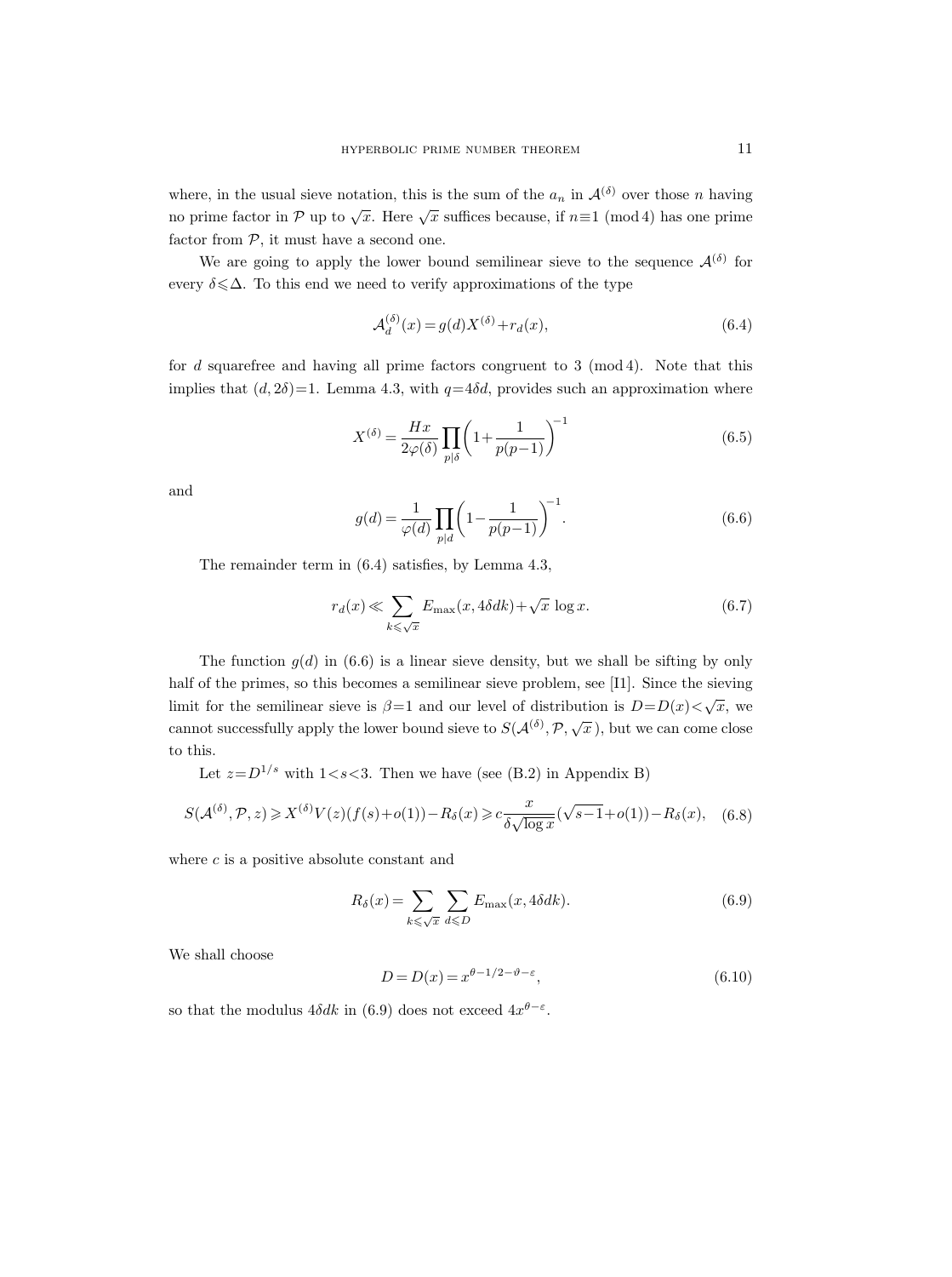where, in the usual sieve notation, this is the sum of the $a_n$ in $\mathcal{A}^{(\delta)}$ over those $n$ having no prime factor in $\mathcal{P}$ up to $\sqrt{x}$. Here $\sqrt{x}$ suffices because, if $n\equiv 1 \pmod 4$ has one prime factor from $\mathcal{P}$, it must have a second one.

We are going to apply the lower bound semilinear sieve to the sequence $\mathcal{A}^{(\delta)}$ for every $\delta\leqslant\Delta$. To this end we need to verify approximations of the type

$$\mathcal{A}_d^{(\delta)}(x) = g(d)X^{(\delta)} + r_d(x), \tag{6.4}$$

for $d$ squarefree and having all prime factors congruent to $3 \pmod 4$. Note that this implies that $(d, 2\delta)=1$. Lemma 4.3, with $q=4\delta d$, provides such an approximation where

$$X^{(\delta)} = \frac{Hx}{2\varphi(\delta)} \prod_{p\mid\delta} \left(1+\frac{1}{p(p-1)}\right)^{-1} \tag{6.5}$$

and

$$g(d) = \frac{1}{\varphi(d)} \prod_{p\mid d} \left(1-\frac{1}{p(p-1)}\right)^{-1}. \tag{6.6}$$

The remainder term in (6.4) satisfies, by Lemma 4.3,

$$r_d(x) \ll \sum_{k\leqslant\sqrt{x}} E_{\max}(x, 4\delta dk) + \sqrt{x}\,\log x. \tag{6.7}$$

The function $g(d)$ in (6.6) is a linear sieve density, but we shall be sifting by only half of the primes, so this becomes a semilinear sieve problem, see [I1]. Since the sieving limit for the semilinear sieve is $\beta=1$ and our level of distribution is $D=D(x)<\sqrt{x}$, we cannot successfully apply the lower bound sieve to $S(\mathcal{A}^{(\delta)}, \mathcal{P}, \sqrt{x}\,)$, but we can come close to this.

Let $z=D^{1/s}$ with $1<s<3$. Then we have (see (B.2) in Appendix B)

$$S(\mathcal{A}^{(\delta)}, \mathcal{P}, z) \geqslant X^{(\delta)}V(z)(f(s)+o(1)) - R_\delta(x) \geqslant c\frac{x}{\delta\sqrt{\log x}}(\sqrt{s-1}+o(1)) - R_\delta(x), \tag{6.8}$$

where $c$ is a positive absolute constant and

$$R_\delta(x) = \sum_{k\leqslant\sqrt{x}} \sum_{d\leqslant D} E_{\max}(x, 4\delta dk). \tag{6.9}$$

We shall choose

$$D = D(x) = x^{\theta-1/2-\vartheta-\varepsilon}, \tag{6.10}$$

so that the modulus $4\delta dk$ in (6.9) does not exceed $4x^{\theta-\varepsilon}$.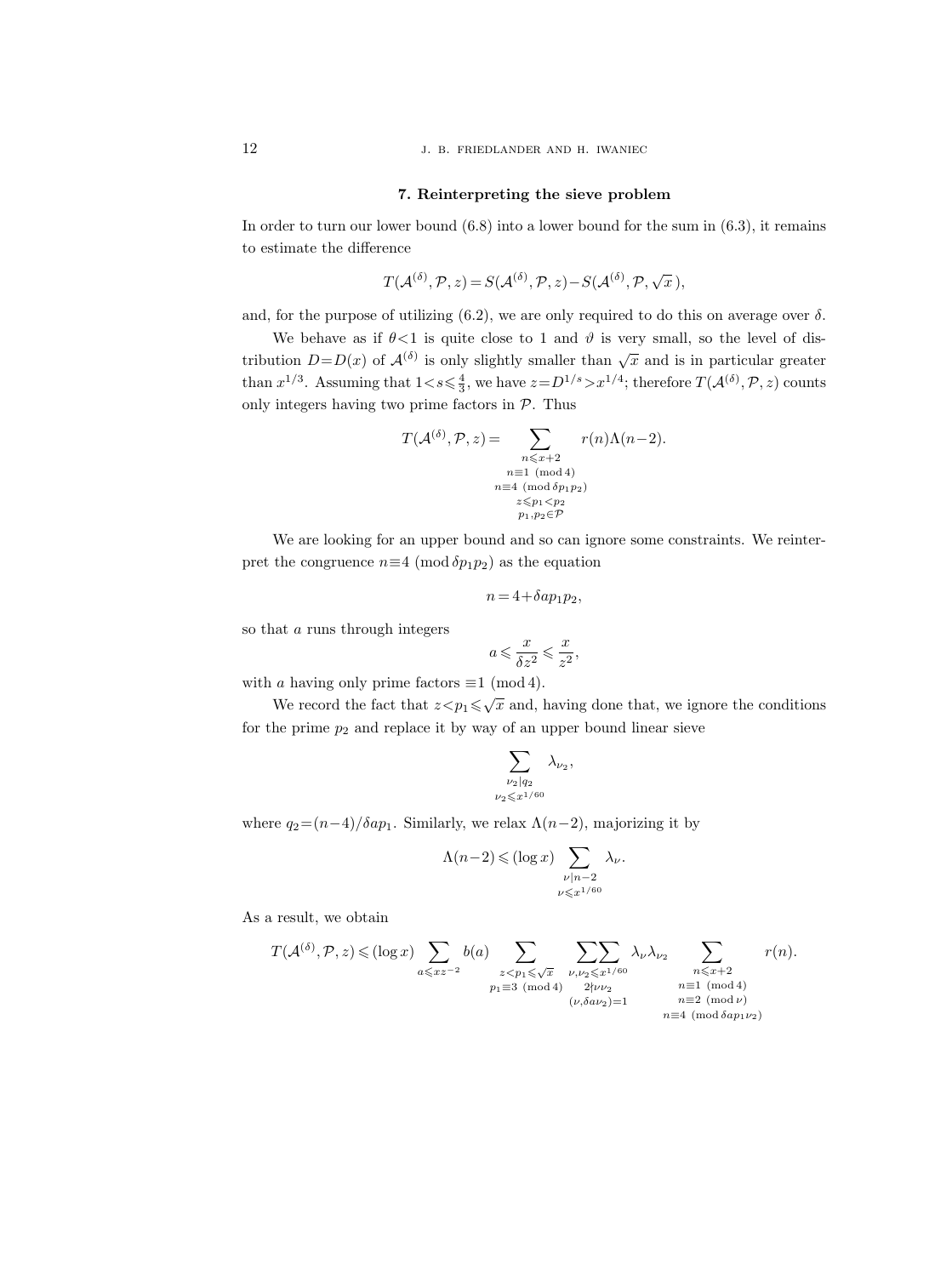## 7. Reinterpreting the sieve problem

In order to turn our lower bound (6.8) into a lower bound for the sum in (6.3), it remains to estimate the difference

$$T(\mathcal{A}^{(\delta)}, \mathcal{P}, z) = S(\mathcal{A}^{(\delta)}, \mathcal{P}, z) - S(\mathcal{A}^{(\delta)}, \mathcal{P}, \sqrt{x}\,),$$

and, for the purpose of utilizing (6.2), we are only required to do this on average over $\delta$.

We behave as if $\theta<1$ is quite close to 1 and $\vartheta$ is very small, so the level of distribution $D=D(x)$ of $\mathcal{A}^{(\delta)}$ is only slightly smaller than $\sqrt{x}$ and is in particular greater than $x^{1/3}$. Assuming that $1<s\leqslant\frac{4}{3}$, we have $z=D^{1/s}>x^{1/4}$; therefore $T(\mathcal{A}^{(\delta)}, \mathcal{P}, z)$ counts only integers having two prime factors in $\mathcal{P}$. Thus

$$T(\mathcal{A}^{(\delta)}, \mathcal{P}, z) = \sum_{\substack{n\leqslant x+2 \\ n\equiv 1 \ (\mathrm{mod}\, 4) \\ n\equiv 4 \ (\mathrm{mod}\, \delta p_1 p_2) \\ z\leqslant p_1<p_2 \\ p_1, p_2\in\mathcal{P}}} r(n)\Lambda(n-2).$$

We are looking for an upper bound and so can ignore some constraints. We reinterpret the congruence $n\equiv 4 \ (\mathrm{mod}\, \delta p_1 p_2)$ as the equation

$$n = 4+\delta a p_1 p_2,$$

so that $a$ runs through integers

$$a\leqslant \frac{x}{\delta z^2}\leqslant \frac{x}{z^2},$$

with $a$ having only prime factors $\equiv 1 \ (\mathrm{mod}\, 4)$.

We record the fact that $z<p_1\leqslant\sqrt{x}$ and, having done that, we ignore the conditions for the prime $p_2$ and replace it by way of an upper bound linear sieve

$$\sum_{\substack{\nu_2\mid q_2 \\ \nu_2\leqslant x^{1/60}}} \lambda_{\nu_2},$$

where $q_2=(n-4)/\delta a p_1$. Similarly, we relax $\Lambda(n-2)$, majorizing it by

$$\Lambda(n-2)\leqslant(\log x)\sum_{\substack{\nu\mid n-2 \\ \nu\leqslant x^{1/60}}} \lambda_\nu.$$

As a result, we obtain

$$T(\mathcal{A}^{(\delta)}, \mathcal{P}, z)\leqslant(\log x)\sum_{a\leqslant xz^{-2}} b(a)\sum_{\substack{z<p_1\leqslant\sqrt{x} \\ p_1\equiv 3 \ (\mathrm{mod}\, 4)}}\ \mathop{\sum\sum}_{\substack{\nu,\nu_2\leqslant x^{1/60} \\ 2\nmid\nu\nu_2 \\ (\nu,\delta a\nu_2)=1}} \lambda_\nu\lambda_{\nu_2}\sum_{\substack{n\leqslant x+2 \\ n\equiv 1 \ (\mathrm{mod}\, 4) \\ n\equiv 2 \ (\mathrm{mod}\, \nu) \\ n\equiv 4 \ (\mathrm{mod}\, \delta a p_1\nu_2)}} r(n).$$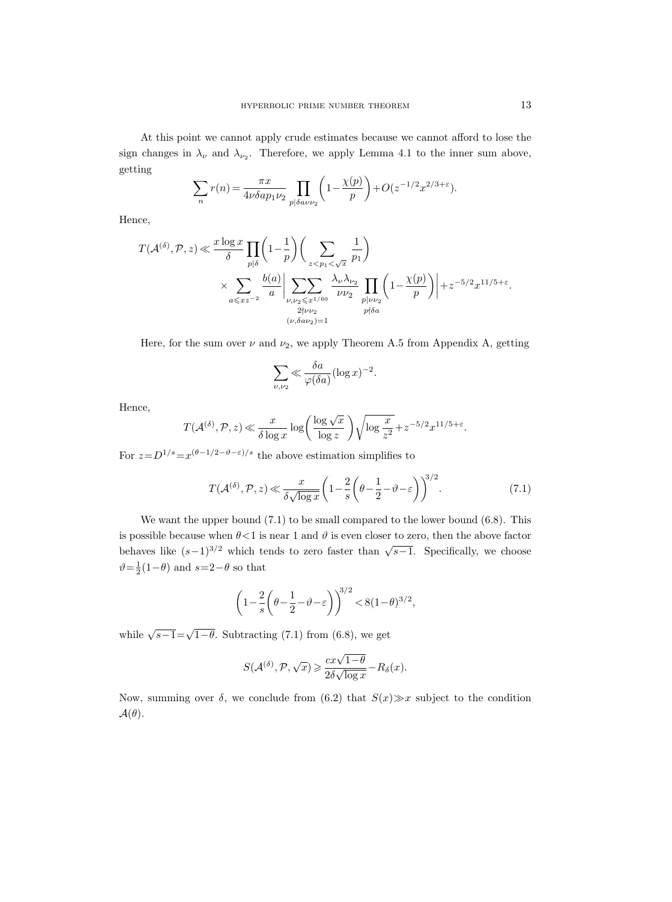At this point we cannot apply crude estimates because we cannot afford to lose the sign changes in $\lambda_\nu$ and $\lambda_{\nu_2}$. Therefore, we apply Lemma 4.1 to the inner sum above, getting

$$\sum_n r(n) = \frac{\pi x}{4\nu\delta a p_1 \nu_2} \prod_{p \mid \delta a \nu \nu_2} \left(1 - \frac{\chi(p)}{p}\right) + O(z^{-1/2} x^{2/3+\varepsilon}).$$

Hence,

$$\begin{aligned} T(\mathcal{A}^{(\delta)}, \mathcal{P}, z) \ll \frac{x \log x}{\delta} \prod_{p \mid \delta} \left(1 - \frac{1}{p}\right) \Bigg( \sum_{z < p_1 < \sqrt{x}} \frac{1}{p_1} \Bigg) \\ \times \sum_{a \leqslant xz^{-2}} \frac{b(a)}{a} \Bigg| \mathop{\sum\sum}_{\substack{\nu, \nu_2 \leqslant x^{1/60} \\ 2 \nmid \nu\nu_2 \\ (\nu, \delta a \nu_2) = 1}} \frac{\lambda_\nu \lambda_{\nu_2}}{\nu \nu_2} \prod_{\substack{p \mid \nu\nu_2 \\ p \nmid \delta a}} \left(1 - \frac{\chi(p)}{p}\right) \Bigg| + z^{-5/2} x^{11/5+\varepsilon}. \end{aligned}$$

Here, for the sum over $\nu$ and $\nu_2$, we apply Theorem A.5 from Appendix A, getting

$$\sum_{\nu, \nu_2} \ll \frac{\delta a}{\varphi(\delta a)} (\log x)^{-2}.$$

Hence,

$$T(\mathcal{A}^{(\delta)}, \mathcal{P}, z) \ll \frac{x}{\delta \log x} \log\left(\frac{\log \sqrt{x}}{\log z}\right) \sqrt{\log \frac{x}{z^2}} + z^{-5/2} x^{11/5+\varepsilon}.$$

For $z = D^{1/s} = x^{(\theta - 1/2 - \vartheta - \varepsilon)/s}$ the above estimation simplifies to

$$T(\mathcal{A}^{(\delta)}, \mathcal{P}, z) \ll \frac{x}{\delta \sqrt{\log x}} \left(1 - \frac{2}{s}\left(\theta - \frac{1}{2} - \vartheta - \varepsilon\right)\right)^{3/2}. \tag{7.1}$$

We want the upper bound (7.1) to be small compared to the lower bound (6.8). This is possible because when $\theta < 1$ is near 1 and $\vartheta$ is even closer to zero, then the above factor behaves like $(s-1)^{3/2}$ which tends to zero faster than $\sqrt{s-1}$. Specifically, we choose $\vartheta = \frac{1}{2}(1-\theta)$ and $s = 2 - \theta$ so that

$$\left(1 - \frac{2}{s}\left(\theta - \frac{1}{2} - \vartheta - \varepsilon\right)\right)^{3/2} < 8(1-\theta)^{3/2},$$

while $\sqrt{s-1} = \sqrt{1-\theta}$. Subtracting (7.1) from (6.8), we get

$$S(\mathcal{A}^{(\delta)}, \mathcal{P}, \sqrt{x}) \geqslant \frac{cx\sqrt{1-\theta}}{2\delta\sqrt{\log x}} - R_\delta(x).$$

Now, summing over $\delta$, we conclude from (6.2) that $S(x) \gg x$ subject to the condition $\mathcal{A}(\theta)$.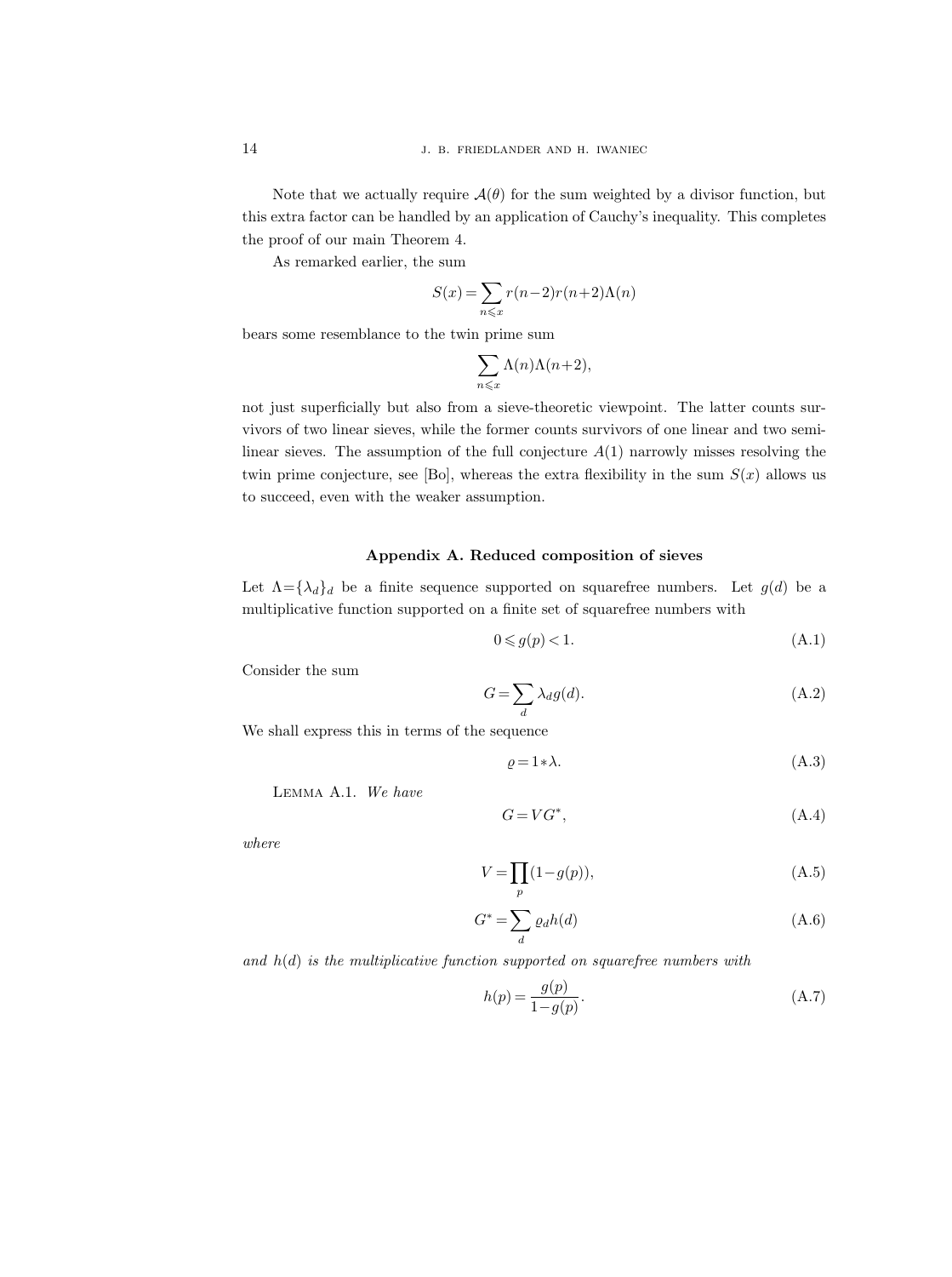Note that we actually require $\mathcal{A}(\theta)$ for the sum weighted by a divisor function, but this extra factor can be handled by an application of Cauchy's inequality. This completes the proof of our main Theorem 4.

As remarked earlier, the sum

$$S(x)=\sum_{n\leqslant x} r(n-2)r(n+2)\Lambda(n)$$

bears some resemblance to the twin prime sum

$$\sum_{n\leqslant x} \Lambda(n)\Lambda(n+2),$$

not just superficially but also from a sieve-theoretic viewpoint. The latter counts survivors of two linear sieves, while the former counts survivors of one linear and two semi-linear sieves. The assumption of the full conjecture $A(1)$ narrowly misses resolving the twin prime conjecture, see [Bo], whereas the extra flexibility in the sum $S(x)$ allows us to succeed, even with the weaker assumption.

## Appendix A. Reduced composition of sieves

Let $\Lambda=\{\lambda_d\}_d$ be a finite sequence supported on squarefree numbers. Let $g(d)$ be a multiplicative function supported on a finite set of squarefree numbers with

$$0\leqslant g(p)<1. \tag{A.1}$$

Consider the sum

$$G=\sum_d \lambda_d g(d). \tag{A.2}$$

We shall express this in terms of the sequence

$$\varrho=1*\lambda. \tag{A.3}$$

Lemma A.1. *We have*

$$G=VG^*, \tag{A.4}$$

*where*

$$V=\prod_p (1-g(p)), \tag{A.5}$$

$$G^*=\sum_d \varrho_d h(d) \tag{A.6}$$

*and $h(d)$ is the multiplicative function supported on squarefree numbers with*

$$h(p)=\frac{g(p)}{1-g(p)}. \tag{A.7}$$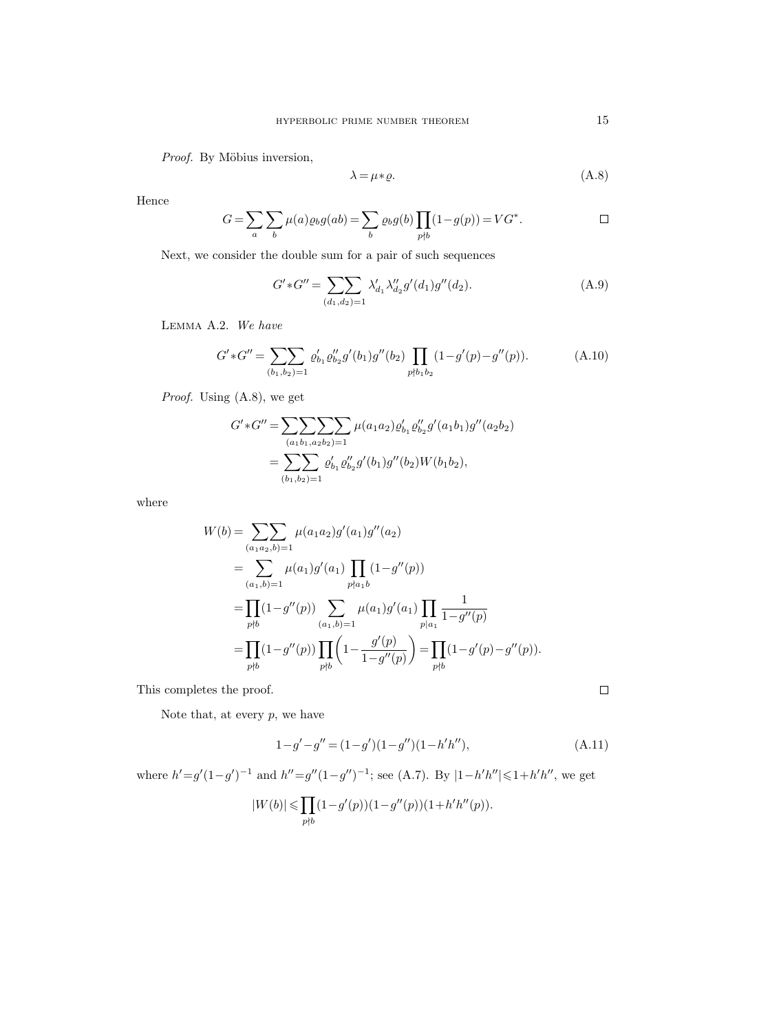*Proof.* By Möbius inversion,

$$\lambda = \mu * \varrho. \tag{A.8}$$

Hence

$$G = \sum_a \sum_b \mu(a) \varrho_b g(ab) = \sum_b \varrho_b g(b) \prod_{p \nmid b} (1 - g(p)) = V G^*. \qquad \square$$

Next, we consider the double sum for a pair of such sequences

$$G' * G'' = \sum\sum_{(d_1, d_2)=1} \lambda'_{d_1} \lambda''_{d_2} g'(d_1) g''(d_2). \tag{A.9}$$

Lemma A.2. *We have*

$$G' * G'' = \sum\sum_{(b_1, b_2)=1} \varrho'_{b_1} \varrho''_{b_2} g'(b_1) g''(b_2) \prod_{p \nmid b_1 b_2} (1 - g'(p) - g''(p)). \tag{A.10}$$

*Proof.* Using (A.8), we get

$$\begin{aligned} G' * G'' &= \sum\sum\sum\sum_{(a_1 b_1, a_2 b_2)=1} \mu(a_1 a_2) \varrho'_{b_1} \varrho''_{b_2} g'(a_1 b_1) g''(a_2 b_2) \\ &= \sum\sum_{(b_1, b_2)=1} \varrho'_{b_1} \varrho''_{b_2} g'(b_1) g''(b_2) W(b_1 b_2), \end{aligned}$$

where

$$\begin{aligned} W(b) &= \sum\sum_{(a_1 a_2, b)=1} \mu(a_1 a_2) g'(a_1) g''(a_2) \\ &= \sum_{(a_1, b)=1} \mu(a_1) g'(a_1) \prod_{p \nmid a_1 b} (1 - g''(p)) \\ &= \prod_{p \nmid b} (1 - g''(p)) \sum_{(a_1, b)=1} \mu(a_1) g'(a_1) \prod_{p \mid a_1} \frac{1}{1 - g''(p)} \\ &= \prod_{p \nmid b} (1 - g''(p)) \prod_{p \nmid b} \left(1 - \frac{g'(p)}{1 - g''(p)}\right) = \prod_{p \nmid b} (1 - g'(p) - g''(p)). \end{aligned}$$

This completes the proof. $\square$

Note that, at every $p$, we have

$$1 - g' - g'' = (1 - g')(1 - g'')(1 - h'h''), \tag{A.11}$$

where $h' = g'(1 - g')^{-1}$ and $h'' = g''(1 - g'')^{-1}$; see (A.7). By $|1 - h'h''| \leqslant 1 + h'h''$, we get

$$|W(b)| \leqslant \prod_{p \nmid b} (1 - g'(p))(1 - g''(p))(1 + h'h''(p)).$$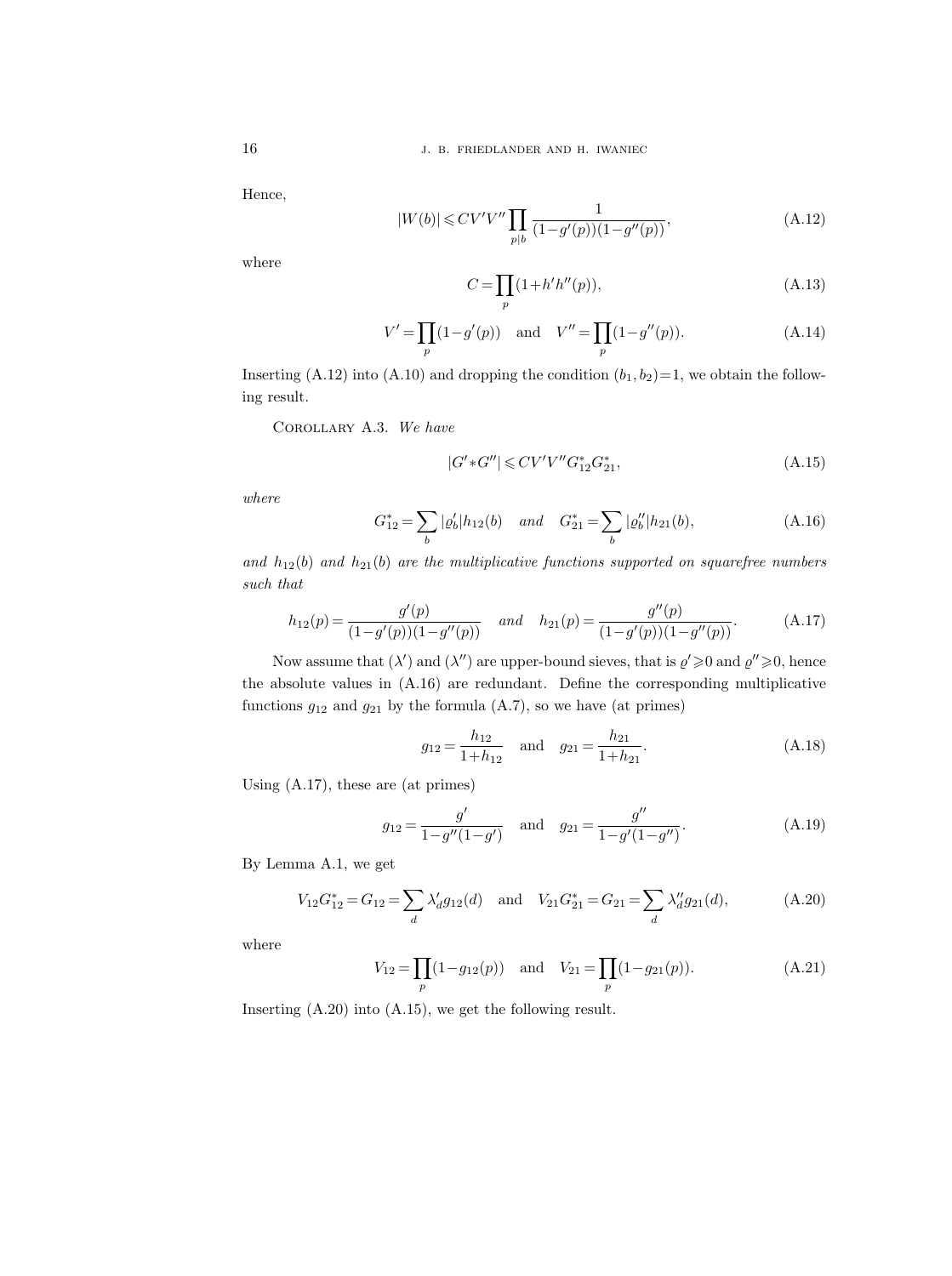Hence,

$$|W(b)| \leqslant CV'V'' \prod_{p|b} \frac{1}{(1-g'(p))(1-g''(p))}, \tag{A.12}$$

where

$$C = \prod_p (1+h'h''(p)), \tag{A.13}$$

$$V' = \prod_p (1-g'(p)) \quad \text{and} \quad V'' = \prod_p (1-g''(p)). \tag{A.14}$$

Inserting (A.12) into (A.10) and dropping the condition $(b_1, b_2)=1$, we obtain the following result.

Corollary A.3. *We have*

$$|G' * G''| \leqslant CV'V'' G_{12}^* G_{21}^*, \tag{A.15}$$

*where*

$$G_{12}^* = \sum_b |\varrho_b'| h_{12}(b) \quad \textit{and} \quad G_{21}^* = \sum_b |\varrho_b''| h_{21}(b), \tag{A.16}$$

*and* $h_{12}(b)$ *and* $h_{21}(b)$ *are the multiplicative functions supported on squarefree numbers such that*

$$h_{12}(p) = \frac{g'(p)}{(1-g'(p))(1-g''(p))} \quad \textit{and} \quad h_{21}(p) = \frac{g''(p)}{(1-g'(p))(1-g''(p))}. \tag{A.17}$$

Now assume that $(\lambda')$ and $(\lambda'')$ are upper-bound sieves, that is $\varrho' \geqslant 0$ and $\varrho'' \geqslant 0$, hence the absolute values in (A.16) are redundant. Define the corresponding multiplicative functions $g_{12}$ and $g_{21}$ by the formula (A.7), so we have (at primes)

$$g_{12} = \frac{h_{12}}{1+h_{12}} \quad \text{and} \quad g_{21} = \frac{h_{21}}{1+h_{21}}. \tag{A.18}$$

Using (A.17), these are (at primes)

$$g_{12} = \frac{g'}{1-g''(1-g')} \quad \text{and} \quad g_{21} = \frac{g''}{1-g'(1-g'')}. \tag{A.19}$$

By Lemma A.1, we get

$$V_{12} G_{12}^* = G_{12} = \sum_d \lambda_d' g_{12}(d) \quad \text{and} \quad V_{21} G_{21}^* = G_{21} = \sum_d \lambda_d'' g_{21}(d), \tag{A.20}$$

where

$$V_{12} = \prod_p (1-g_{12}(p)) \quad \text{and} \quad V_{21} = \prod_p (1-g_{21}(p)). \tag{A.21}$$

Inserting (A.20) into (A.15), we get the following result.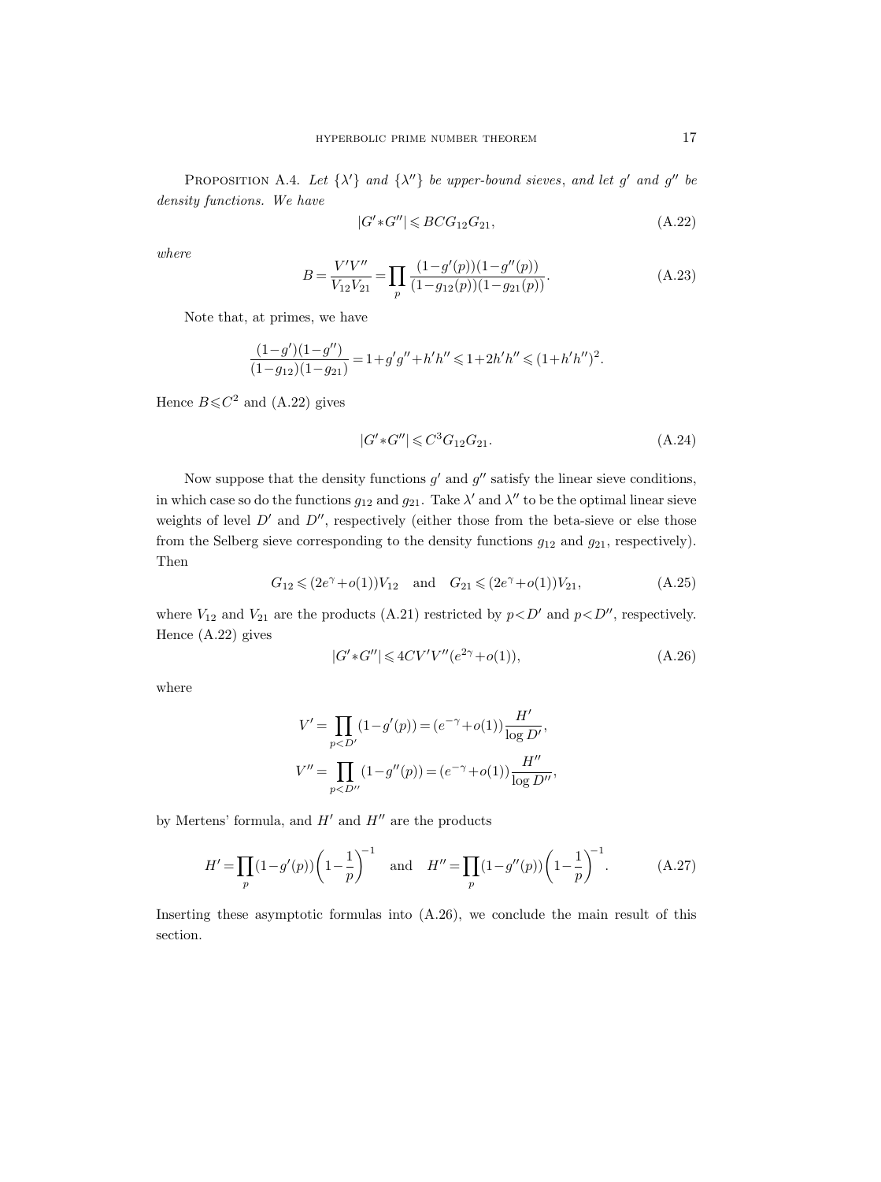Proposition A.4. *Let $\{\lambda'\}$ and $\{\lambda''\}$ be upper-bound sieves, and let $g'$ and $g''$ be density functions. We have*

$$|G' * G''| \leqslant BCG_{12}G_{21}, \tag{A.22}$$

*where*

$$B = \frac{V'V''}{V_{12}V_{21}} = \prod_p \frac{(1-g'(p))(1-g''(p))}{(1-g_{12}(p))(1-g_{21}(p))}. \tag{A.23}$$

Note that, at primes, we have

$$\frac{(1-g')(1-g'')}{(1-g_{12})(1-g_{21})} = 1 + g'g'' + h'h'' \leqslant 1 + 2h'h'' \leqslant (1+h'h'')^2.$$

Hence $B \leqslant C^2$ and (A.22) gives

$$|G' * G''| \leqslant C^3 G_{12}G_{21}. \tag{A.24}$$

Now suppose that the density functions $g'$ and $g''$ satisfy the linear sieve conditions, in which case so do the functions $g_{12}$ and $g_{21}$. Take $\lambda'$ and $\lambda''$ to be the optimal linear sieve weights of level $D'$ and $D''$, respectively (either those from the beta-sieve or else those from the Selberg sieve corresponding to the density functions $g_{12}$ and $g_{21}$, respectively). Then

$$G_{12} \leqslant (2e^{\gamma} + o(1))V_{12} \quad \text{and} \quad G_{21} \leqslant (2e^{\gamma} + o(1))V_{21}, \tag{A.25}$$

where $V_{12}$ and $V_{21}$ are the products (A.21) restricted by $p < D'$ and $p < D''$, respectively. Hence (A.22) gives

$$|G' * G''| \leqslant 4CV'V''(e^{2\gamma} + o(1)), \tag{A.26}$$

where

$$V' = \prod_{p<D'} (1-g'(p)) = (e^{-\gamma} + o(1))\frac{H'}{\log D'},$$

$$V'' = \prod_{p<D''} (1-g''(p)) = (e^{-\gamma} + o(1))\frac{H''}{\log D''},$$

by Mertens' formula, and $H'$ and $H''$ are the products

$$H' = \prod_p (1-g'(p))\left(1-\frac{1}{p}\right)^{-1} \quad \text{and} \quad H'' = \prod_p (1-g''(p))\left(1-\frac{1}{p}\right)^{-1}. \tag{A.27}$$

Inserting these asymptotic formulas into (A.26), we conclude the main result of this section.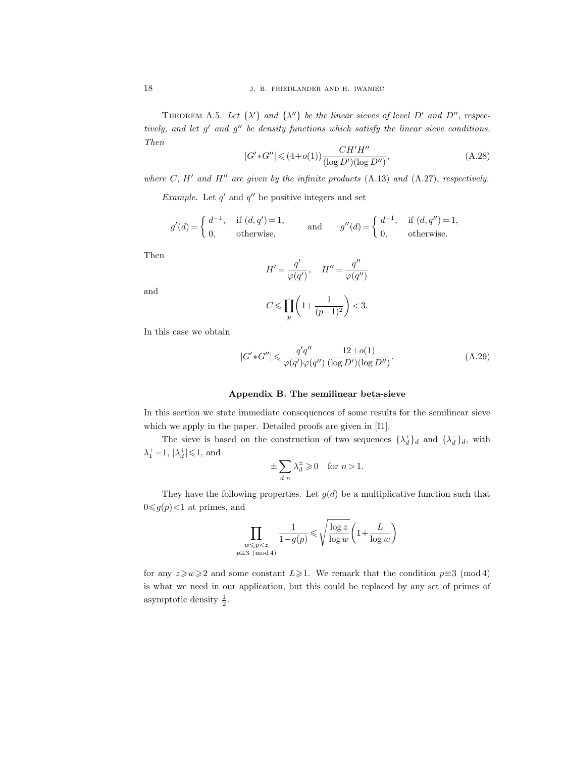THEOREM A.5. *Let $\{\lambda'\}$ and $\{\lambda''\}$ be the linear sieves of level $D'$ and $D''$, respectively, and let $g'$ and $g''$ be density functions which satisfy the linear sieve conditions. Then*

$$|G' * G''| \leqslant (4+o(1)) \frac{CH'H''}{(\log D')(\log D'')}, \tag{A.28}$$

*where $C$, $H'$ and $H''$ are given by the infinite products* (A.13) *and* (A.27), *respectively.*

*Example.* Let $q'$ and $q''$ be positive integers and set

$$g'(d) = \begin{cases} d^{-1}, & \text{if } (d, q') = 1, \\ 0, & \text{otherwise,} \end{cases} \qquad \text{and} \qquad g''(d) = \begin{cases} d^{-1}, & \text{if } (d, q'') = 1, \\ 0, & \text{otherwise.} \end{cases}$$

Then

$$H' = \frac{q'}{\varphi(q')}, \quad H'' = \frac{q''}{\varphi(q'')}$$

and

$$C \leqslant \prod_p \left(1 + \frac{1}{(p-1)^2}\right) < 3.$$

In this case we obtain

$$|G' * G''| \leqslant \frac{q'q''}{\varphi(q')\varphi(q'')} \frac{12+o(1)}{(\log D')(\log D'')}. \tag{A.29}$$

## Appendix B. The semilinear beta-sieve

In this section we state immediate consequences of some results for the semilinear sieve which we apply in the paper. Detailed proofs are given in [I1].

The sieve is based on the construction of two sequences $\{\lambda_d^+\}_d$ and $\{\lambda_d^-\}_d$, with $\lambda_1^\pm = 1$, $|\lambda_d^\pm| \leqslant 1$, and

$$\pm \sum_{d \mid n} \lambda_d^\pm \geqslant 0 \quad \text{for } n > 1.$$

They have the following properties. Let $g(d)$ be a multiplicative function such that $0 \leqslant g(p) < 1$ at primes, and

$$\prod_{\substack{w \leqslant p < z \\ p \equiv 3 \ (\mathrm{mod}\ 4)}} \frac{1}{1 - g(p)} \leqslant \sqrt{\frac{\log z}{\log w}} \left(1 + \frac{L}{\log w}\right)$$

for any $z \geqslant w \geqslant 2$ and some constant $L \geqslant 1$. We remark that the condition $p \equiv 3 \ (\mathrm{mod}\ 4)$ is what we need in our application, but this could be replaced by any set of primes of asymptotic density $\frac{1}{2}$.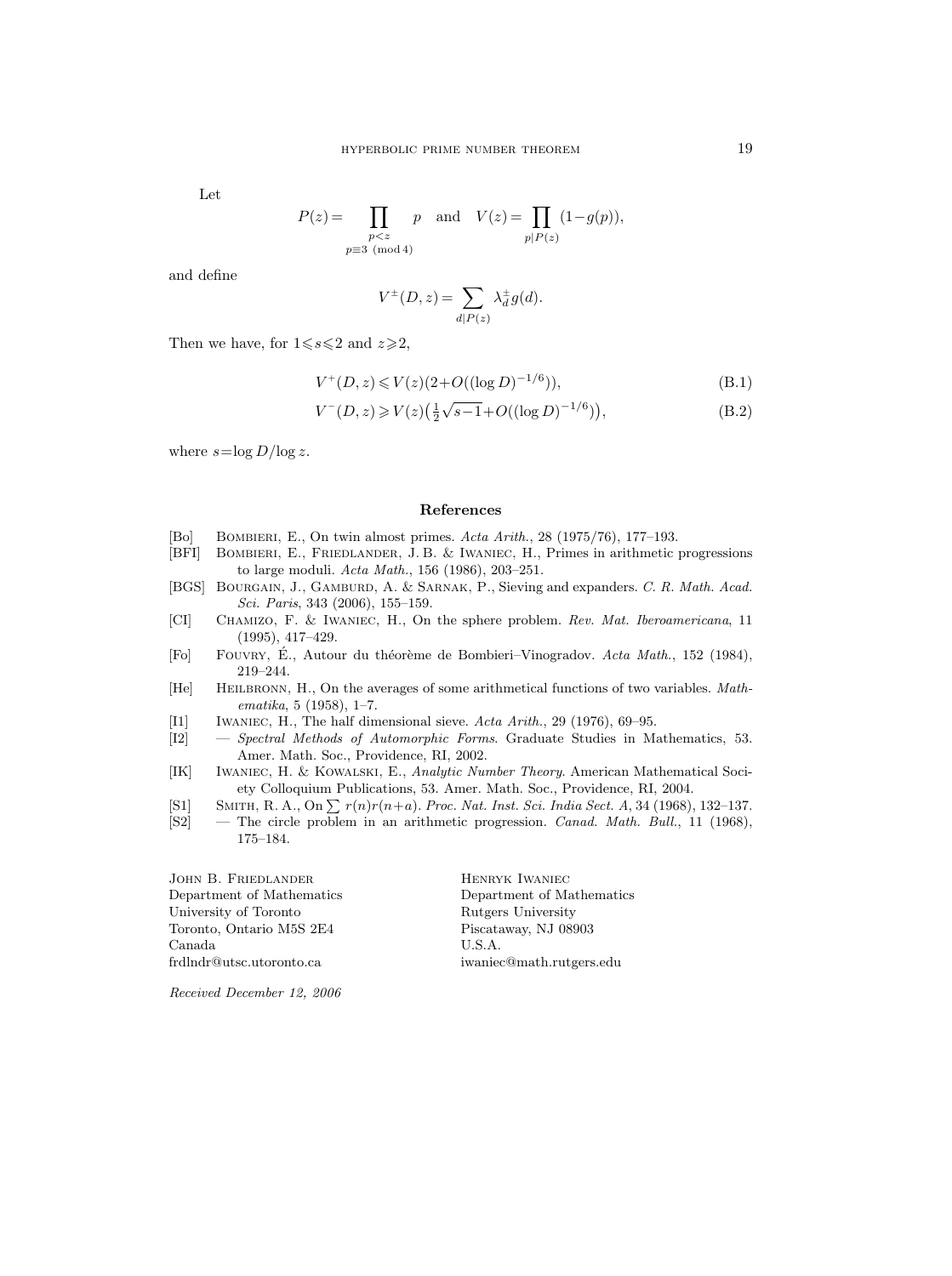Let

$$P(z) = \prod_{\substack{p<z \\ p\equiv 3 \pmod 4}} p \quad \text{and} \quad V(z) = \prod_{p|P(z)} (1-g(p)),$$

and define

$$V^{\pm}(D,z) = \sum_{d|P(z)} \lambda_d^{\pm} g(d).$$

Then we have, for $1 \leqslant s \leqslant 2$ and $z \geqslant 2$,

$$V^{+}(D,z) \leqslant V(z)(2+O((\log D)^{-1/6})), \tag{B.1}$$

$$V^{-}(D,z) \geqslant V(z)\big(\tfrac{1}{2}\sqrt{s-1}+O((\log D)^{-1/6})\big), \tag{B.2}$$

where $s = \log D/\log z$.

## References

[Bo] Bombieri, E., On twin almost primes. *Acta Arith.*, 28 (1975/76), 177–193.

[BFI] Bombieri, E., Friedlander, J. B. & Iwaniec, H., Primes in arithmetic progressions to large moduli. *Acta Math.*, 156 (1986), 203–251.

[BGS] Bourgain, J., Gamburd, A. & Sarnak, P., Sieving and expanders. *C. R. Math. Acad. Sci. Paris*, 343 (2006), 155–159.

[CI] Chamizo, F. & Iwaniec, H., On the sphere problem. *Rev. Mat. Iberoamericana*, 11 (1995), 417–429.

[Fo] Fouvry, É., Autour du théorème de Bombieri–Vinogradov. *Acta Math.*, 152 (1984), 219–244.

[He] Heilbronn, H., On the averages of some arithmetical functions of two variables. *Mathematika*, 5 (1958), 1–7.

[I1] Iwaniec, H., The half dimensional sieve. *Acta Arith.*, 29 (1976), 69–95.

[I2] — *Spectral Methods of Automorphic Forms*. Graduate Studies in Mathematics, 53. Amer. Math. Soc., Providence, RI, 2002.

[IK] Iwaniec, H. & Kowalski, E., *Analytic Number Theory*. American Mathematical Society Colloquium Publications, 53. Amer. Math. Soc., Providence, RI, 2004.

[S1] Smith, R. A., On $\sum r(n)r(n+a)$. *Proc. Nat. Inst. Sci. India Sect. A*, 34 (1968), 132–137.

[S2] — The circle problem in an arithmetic progression. *Canad. Math. Bull.*, 11 (1968), 175–184.

John B. Friedlander
Department of Mathematics
University of Toronto
Toronto, Ontario M5S 2E4
Canada
frdlndr@utsc.utoronto.ca

Henryk Iwaniec
Department of Mathematics
Rutgers University
Piscataway, NJ 08903
U.S.A.
iwaniec@math.rutgers.edu

*Received December 12, 2006*